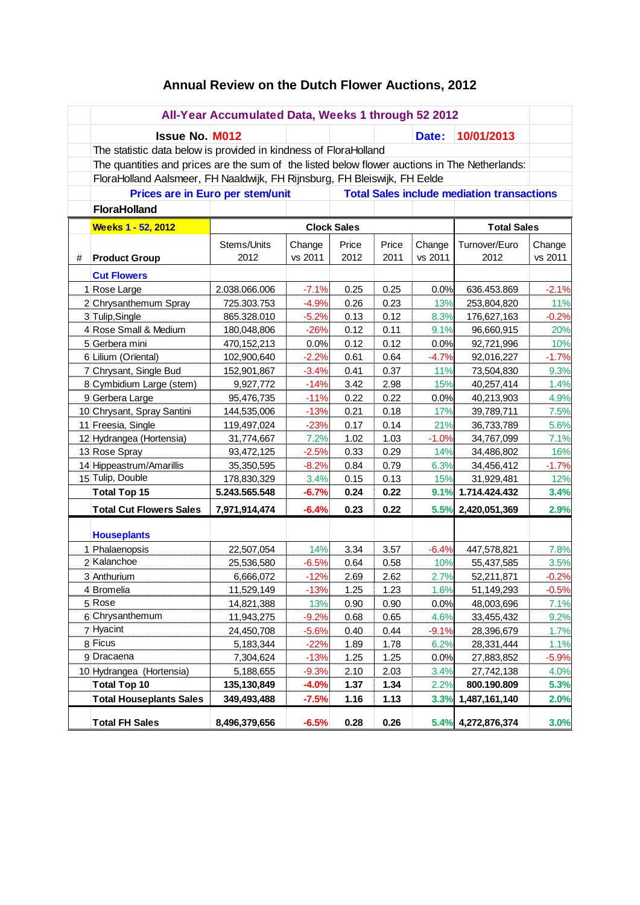# Annual Review on the Dutch Flower Auctions, 2012

**All-Year Accumulated Data, Weeks 1 through 52 2012**

**Issue No. M012** **Date: 10/01/2013**

The statistic data below is provided in kindness of FloraHolland

The quantities and prices are the sum of the listed below flower auctions in The Netherlands:

FloraHolland Aalsmeer, FH Naaldwijk, FH Rijnsburg, FH Bleiswijk, FH Eelde

**Prices are in Euro per stem/unit** **Total Sales include mediation transactions**

**FloraHolland**

| | **Weeks 1 - 52, 2012** | **Clock Sales** | | | | | **Total Sales** | |
|---|---|---|---|---|---|---|---|---|
| # | **Product Group** | Stems/Units 2012 | Change vs 2011 | Price 2012 | Price 2011 | Change vs 2011 | Turnover/Euro 2012 | Change vs 2011 |
| | **Cut Flowers** | | | | | | | |
| 1 | Rose Large | 2.038.066.006 | -7.1% | 0.25 | 0.25 | 0.0% | 636.453.869 | -2.1% |
| 2 | Chrysanthemum Spray | 725.303.753 | -4.9% | 0.26 | 0.23 | 13% | 253,804,820 | 11% |
| 3 | Tulip,Single | 865.328.010 | -5.2% | 0.13 | 0.12 | 8.3% | 176,627,163 | -0.2% |
| 4 | Rose Small & Medium | 180,048,806 | -26% | 0.12 | 0.11 | 9.1% | 96,660,915 | 20% |
| 5 | Gerbera mini | 470,152,213 | 0.0% | 0.12 | 0.12 | 0.0% | 92,721,996 | 10% |
| 6 | Lilium (Oriental) | 102,900,640 | -2.2% | 0.61 | 0.64 | -4.7% | 92,016,227 | -1.7% |
| 7 | Chrysant, Single Bud | 152,901,867 | -3.4% | 0.41 | 0.37 | 11% | 73,504,830 | 9.3% |
| 8 | Cymbidium Large (stem) | 9,927,772 | -14% | 3.42 | 2.98 | 15% | 40,257,414 | 1.4% |
| 9 | Gerbera Large | 95,476,735 | -11% | 0.22 | 0.22 | 0.0% | 40,213,903 | 4.9% |
| 10 | Chrysant, Spray Santini | 144,535,006 | -13% | 0.21 | 0.18 | 17% | 39,789,711 | 7.5% |
| 11 | Freesia, Single | 119,497,024 | -23% | 0.17 | 0.14 | 21% | 36,733,789 | 5.6% |
| 12 | Hydrangea (Hortensia) | 31,774,667 | 7.2% | 1.02 | 1.03 | -1.0% | 34,767,099 | 7.1% |
| 13 | Rose Spray | 93,472,125 | -2.5% | 0.33 | 0.29 | 14% | 34,486,802 | 16% |
| 14 | Hippeastrum/Amarillis | 35,350,595 | -8.2% | 0.84 | 0.79 | 6.3% | 34,456,412 | -1.7% |
| 15 | Tulip, Double | 178,830,329 | 3.4% | 0.15 | 0.13 | 15% | 31,929,481 | 12% |
| | **Total Top 15** | **5.243.565.548** | **-6.7%** | **0.24** | **0.22** | **9.1%** | **1.714.424.432** | **3.4%** |
| | **Total Cut Flowers Sales** | **7,971,914,474** | **-6.4%** | **0.23** | **0.22** | **5.5%** | **2,420,051,369** | **2.9%** |
| | **Houseplants** | | | | | | | |
| 1 | Phalaenopsis | 22,507,054 | 14% | 3.34 | 3.57 | -6.4% | 447,578,821 | 7.8% |
| 2 | Kalanchoe | 25,536,580 | -6.5% | 0.64 | 0.58 | 10% | 55,437,585 | 3.5% |
| 3 | Anthurium | 6,666,072 | -12% | 2.69 | 2.62 | 2.7% | 52,211,871 | -0.2% |
| 4 | Bromelia | 11,529,149 | -13% | 1.25 | 1.23 | 1.6% | 51,149,293 | -0.5% |
| 5 | Rose | 14,821,388 | 13% | 0.90 | 0.90 | 0.0% | 48,003,696 | 7.1% |
| 6 | Chrysanthemum | 11,943,275 | -9.2% | 0.68 | 0.65 | 4.6% | 33,455,432 | 9.2% |
| 7 | Hyacint | 24,450,708 | -5.6% | 0.40 | 0.44 | -9.1% | 28,396,679 | 1.7% |
| 8 | Ficus | 5,183,344 | -22% | 1.89 | 1.78 | 6.2% | 28,331,444 | 1.1% |
| 9 | Dracaena | 7,304,624 | -13% | 1.25 | 1.25 | 0.0% | 27,883,852 | -5.9% |
| 10 | Hydrangea (Hortensia) | 5,188,655 | -9.3% | 2.10 | 2.03 | 3.4% | 27,742,138 | 4.0% |
| | **Total Top 10** | **135,130,849** | **-4.0%** | **1.37** | **1.34** | **2.2%** | **800.190.809** | **5.3%** |
| | **Total Houseplants Sales** | **349,493,488** | **-7.5%** | **1.16** | **1.13** | **3.3%** | **1,487,161,140** | **2.0%** |
| | **Total FH Sales** | **8,496,379,656** | **-6.5%** | **0.28** | **0.26** | **5.4%** | **4,272,876,374** | **3.0%** |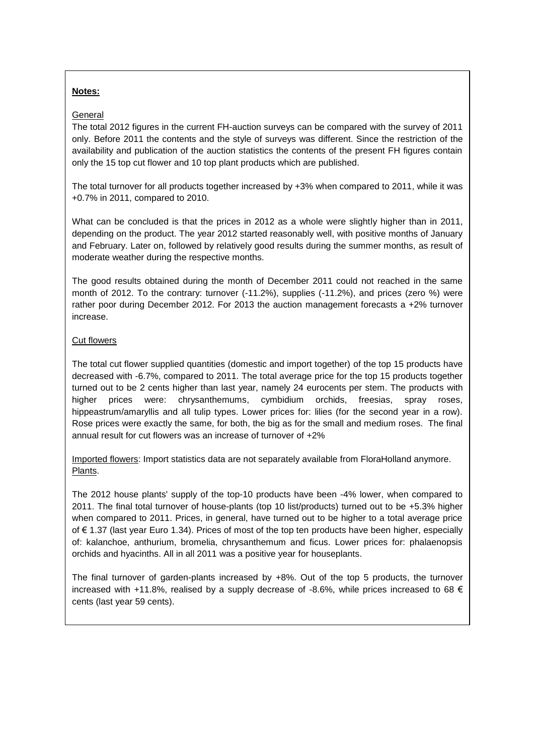**Notes:**

General

The total 2012 figures in the current FH-auction surveys can be compared with the survey of 2011 only. Before 2011 the contents and the style of surveys was different. Since the restriction of the availability and publication of the auction statistics the contents of the present FH figures contain only the 15 top cut flower and 10 top plant products which are published.

The total turnover for all products together increased by +3% when compared to 2011, while it was +0.7% in 2011, compared to 2010.

What can be concluded is that the prices in 2012 as a whole were slightly higher than in 2011, depending on the product. The year 2012 started reasonably well, with positive months of January and February. Later on, followed by relatively good results during the summer months, as result of moderate weather during the respective months.

The good results obtained during the month of December 2011 could not reached in the same month of 2012. To the contrary: turnover (-11.2%), supplies (-11.2%), and prices (zero %) were rather poor during December 2012. For 2013 the auction management forecasts a +2% turnover increase.

Cut flowers

The total cut flower supplied quantities (domestic and import together) of the top 15 products have decreased with -6.7%, compared to 2011. The total average price for the top 15 products together turned out to be 2 cents higher than last year, namely 24 eurocents per stem. The products with higher prices were: chrysanthemums, cymbidium orchids, freesias, spray roses, hippeastrum/amaryllis and all tulip types. Lower prices for: lilies (for the second year in a row). Rose prices were exactly the same, for both, the big as for the small and medium roses. The final annual result for cut flowers was an increase of turnover of +2%

Imported flowers: Import statistics data are not separately available from FloraHolland anymore.
Plants.

The 2012 house plants' supply of the top-10 products have been -4% lower, when compared to 2011. The final total turnover of house-plants (top 10 list/products) turned out to be +5.3% higher when compared to 2011. Prices, in general, have turned out to be higher to a total average price of € 1.37 (last year Euro 1.34). Prices of most of the top ten products have been higher, especially of: kalanchoe, anthurium, bromelia, chrysanthemum and ficus. Lower prices for: phalaenopsis orchids and hyacinths. All in all 2011 was a positive year for houseplants.

The final turnover of garden-plants increased by +8%. Out of the top 5 products, the turnover increased with +11.8%, realised by a supply decrease of -8.6%, while prices increased to 68 € cents (last year 59 cents).